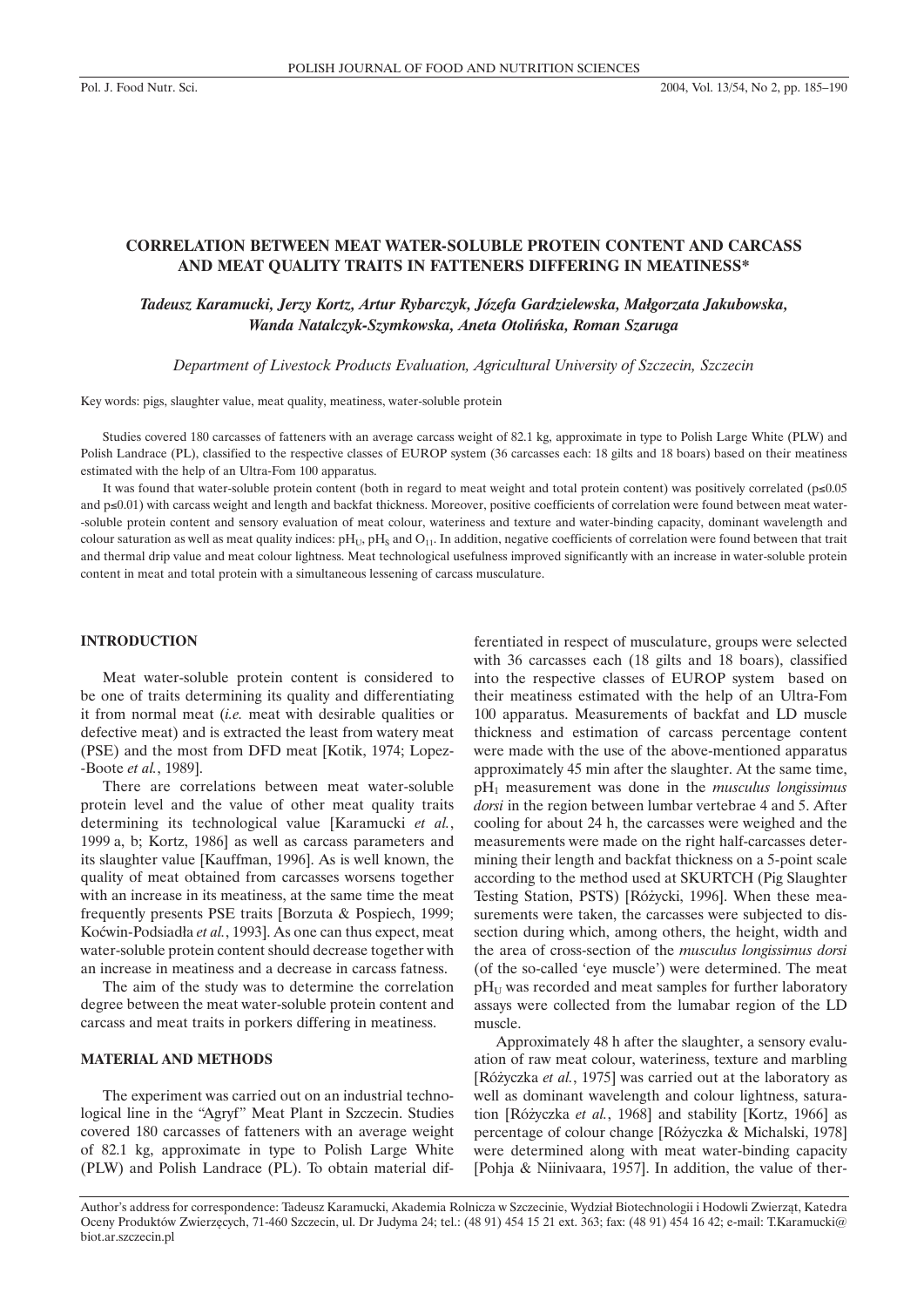# CORRELATION BETWEEN MEAT WATER-SOLUBLE PROTEIN CONTENT AND CARCASS AND MEAT QUALITY TRAITS IN FATTENERS DIFFERING IN MEATINESS*

***Tadeusz Karamucki, Jerzy Kortz, Artur Rybarczyk, Józefa Gardzielewska, Małgorzata Jakubowska, Wanda Natalczyk-Szymkowska, Aneta Otolińska, Roman Szaruga***

*Department of Livestock Products Evaluation, Agricultural University of Szczecin, Szczecin*

Key words: pigs, slaughter value, meat quality, meatiness, water-soluble protein

Studies covered 180 carcasses of fatteners with an average carcass weight of 82.1 kg, approximate in type to Polish Large White (PLW) and Polish Landrace (PL), classified to the respective classes of EUROP system (36 carcasses each: 18 gilts and 18 boars) based on their meatiness estimated with the help of an Ultra-Fom 100 apparatus.

It was found that water-soluble protein content (both in regard to meat weight and total protein content) was positively correlated ($p \leq 0.05$ and $p \leq 0.01$) with carcass weight and length and backfat thickness. Moreover, positive coefficients of correlation were found between meat water-soluble protein content and sensory evaluation of meat colour, wateriness and texture and water-binding capacity, dominant wavelength and colour saturation as well as meat quality indices: $pH_U$, $pH_S$ and $O_{11}$. In addition, negative coefficients of correlation were found between that trait and thermal drip value and meat colour lightness. Meat technological usefulness improved significantly with an increase in water-soluble protein content in meat and total protein with a simultaneous lessening of carcass musculature.

## INTRODUCTION

Meat water-soluble protein content is considered to be one of traits determining its quality and differentiating it from normal meat (*i.e.* meat with desirable qualities or defective meat) and is extracted the least from watery meat (PSE) and the most from DFD meat [Kotik, 1974; Lopez-Boote *et al.*, 1989].

There are correlations between meat water-soluble protein level and the value of other meat quality traits determining its technological value [Karamucki *et al.*, 1999 a, b; Kortz, 1986] as well as carcass parameters and its slaughter value [Kauffman, 1996]. As is well known, the quality of meat obtained from carcasses worsens together with an increase in its meatiness, at the same time the meat frequently presents PSE traits [Borzuta & Pospiech, 1999; Koćwin-Podsiadła *et al.*, 1993]. As one can thus expect, meat water-soluble protein content should decrease together with an increase in meatiness and a decrease in carcass fatness.

The aim of the study was to determine the correlation degree between the meat water-soluble protein content and carcass and meat traits in porkers differing in meatiness.

## MATERIAL AND METHODS

The experiment was carried out on an industrial technological line in the "Agryf" Meat Plant in Szczecin. Studies covered 180 carcasses of fatteners with an average weight of 82.1 kg, approximate in type to Polish Large White (PLW) and Polish Landrace (PL). To obtain material differentiated in respect of musculature, groups were selected with 36 carcasses each (18 gilts and 18 boars), classified into the respective classes of EUROP system based on their meatiness estimated with the help of an Ultra-Fom 100 apparatus. Measurements of backfat and LD muscle thickness and estimation of carcass percentage content were made with the use of the above-mentioned apparatus approximately 45 min after the slaughter. At the same time, $pH_1$ measurement was done in the *musculus longissimus dorsi* in the region between lumbar vertebrae 4 and 5. After cooling for about 24 h, the carcasses were weighed and the measurements were made on the right half-carcasses determining their length and backfat thickness on a 5-point scale according to the method used at SKURTCH (Pig Slaughter Testing Station, PSTS) [Różycki, 1996]. When these measurements were taken, the carcasses were subjected to dissection during which, among others, the height, width and the area of cross-section of the *musculus longissimus dorsi* (of the so-called 'eye muscle') were determined. The meat $pH_U$ was recorded and meat samples for further laboratory assays were collected from the lumabar region of the LD muscle.

Approximately 48 h after the slaughter, a sensory evaluation of raw meat colour, wateriness, texture and marbling [Różyczka *et al.*, 1975] was carried out at the laboratory as well as dominant wavelength and colour lightness, saturation [Różyczka *et al.*, 1968] and stability [Kortz, 1966] as percentage of colour change [Różyczka & Michalski, 1978] were determined along with meat water-binding capacity [Pohja & Niinivaara, 1957]. In addition, the value of ther-

Author's address for correspondence: Tadeusz Karamucki, Akademia Rolnicza w Szczecinie, Wydział Biotechnologii i Hodowli Zwierząt, Katedra Oceny Produktów Zwierzęcych, 71-460 Szczecin, ul. Dr Judyma 24; tel.: (48 91) 454 15 21 ext. 363; fax: (48 91) 454 16 42; e-mail: T.Karamucki@biot.ar.szczecin.pl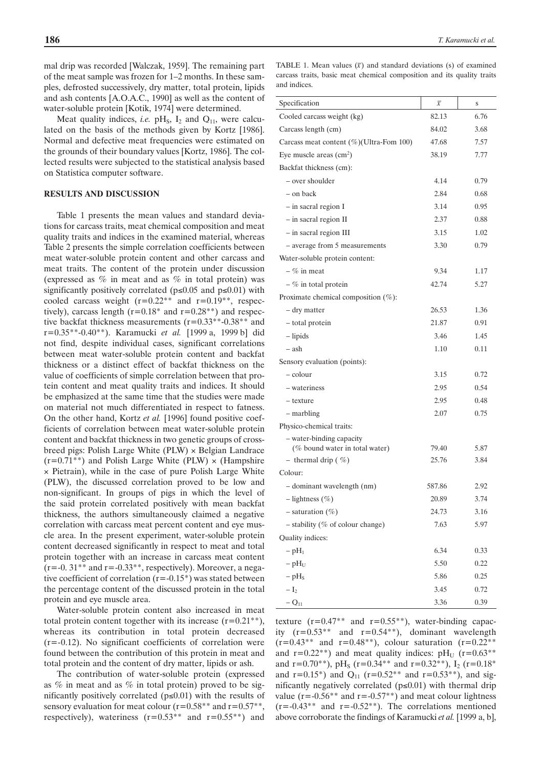mal drip was recorded [Walczak, 1959]. The remaining part of the meat sample was frozen for 1–2 months. In these samples, defrosted successively, dry matter, total protein, lipids and ash contents [A.O.A.C., 1990] as well as the content of water-soluble protein [Kotik, 1974] were determined.

Meat quality indices, *i.e.* $pH_S$, $I_2$ and $Q_{11}$, were calculated on the basis of the methods given by Kortz [1986]. Normal and defective meat frequencies were estimated on the grounds of their boundary values [Kortz, 1986]. The collected results were subjected to the statistical analysis based on Statistica computer software.

## RESULTS AND DISCUSSION

Table 1 presents the mean values and standard deviations for carcass traits, meat chemical composition and meat quality traits and indices in the examined material, whereas Table 2 presents the simple correlation coefficients between meat water-soluble protein content and other carcass and meat traits. The content of the protein under discussion (expressed as % in meat and as % in total protein) was significantly positively correlated ($p \leq 0.05$ and $p \leq 0.01$) with cooled carcass weight (r=0.22** and r=0.19**, respectively), carcass length (r=0.18* and r=0.28**) and respective backfat thickness measurements (r=0.33**-0.38** and r=0.35**-0.40**). Karamucki *et al.* [1999 a, 1999 b] did not find, despite individual cases, significant correlations between meat water-soluble protein content and backfat thickness or a distinct effect of backfat thickness on the value of coefficients of simple correlation between that protein content and meat quality traits and indices. It should be emphasized at the same time that the studies were made on material not much differentiated in respect to fatness. On the other hand, Kortz *et al.* [1996] found positive coefficients of correlation between meat water-soluble protein content and backfat thickness in two genetic groups of crossbreed pigs: Polish Large White (PLW) × Belgian Landrace (r=0.71**) and Polish Large White (PLW) × (Hampshire × Pietrain), while in the case of pure Polish Large White (PLW), the discussed correlation proved to be low and non-significant. In groups of pigs in which the level of the said protein correlated positively with mean backfat thickness, the authors simultaneously claimed a negative correlation with carcass meat percent content and eye muscle area. In the present experiment, water-soluble protein content decreased significantly in respect to meat and total protein together with an increase in carcass meat content (r=-0. 31** and r=-0.33**, respectively). Moreover, a negative coefficient of correlation (r=-0.15*) was stated between the percentage content of the discussed protein in the total protein and eye muscle area.

Water-soluble protein content also increased in meat total protein content together with its increase (r=0.21**), whereas its contribution in total protein decreased (r=-0.12). No significant coefficients of correlation were found between the contribution of this protein in meat and total protein and the content of dry matter, lipids or ash.

The contribution of water-soluble protein (expressed as % in meat and as % in total protein) proved to be significantly positively correlated ($p \leq 0.01$) with the results of sensory evaluation for meat colour (r=0.58** and r=0.57**, respectively), wateriness (r=0.53** and r=0.55**) and texture (r=0.47** and r=0.55**), water-binding capacity (r=0.53** and r=0.54**), dominant wavelength (r=0.43** and r=0.48**), colour saturation (r=0.22** and r=0.22**) and meat quality indices: $pH_U$ (r=0.63** and r=0.70**), $pH_S$ (r=0.34** and r=0.32**), $I_2$ (r=0.18* and r=0.15*) and $Q_{11}$ (r=0.52** and r=0.53**), and significantly negatively correlated ($p \leq 0.01$) with thermal drip value (r=-0.56** and r=-0.57**) and meat colour lightness (r=-0.43** and r=-0.52**). The correlations mentioned above corroborate the findings of Karamucki *et al.* [1999 a, b],

TABLE 1. Mean values ($\bar{x}$) and standard deviations (s) of examined carcass traits, basic meat chemical composition and its quality traits and indices.

| Specification | $\bar{x}$ | s |
|---|---|---|
| Cooled carcass weight (kg) | 82.13 | 6.76 |
| Carcass length (cm) | 84.02 | 3.68 |
| Carcass meat content (%)(Ultra-Fom 100) | 47.68 | 7.57 |
| Eye muscle areas (cm$^2$) | 38.19 | 7.77 |
| Backfat thickness (cm): | | |
| – over shoulder | 4.14 | 0.79 |
| – on back | 2.84 | 0.68 |
| – in sacral region I | 3.14 | 0.95 |
| – in sacral region II | 2.37 | 0.88 |
| – in sacral region III | 3.15 | 1.02 |
| – average from 5 measurements | 3.30 | 0.79 |
| Water-soluble protein content: | | |
| – % in meat | 9.34 | 1.17 |
| – % in total protein | 42.74 | 5.27 |
| Proximate chemical composition (%): | | |
| – dry matter | 26.53 | 1.36 |
| – total protein | 21.87 | 0.91 |
| – lipids | 3.46 | 1.45 |
| – ash | 1.10 | 0.11 |
| Sensory evaluation (points): | | |
| – colour | 3.15 | 0.72 |
| – wateriness | 2.95 | 0.54 |
| – texture | 2.95 | 0.48 |
| – marbling | 2.07 | 0.75 |
| Physico-chemical traits: | | |
| – water-binding capacity (% bound water in total water) | 79.40 | 5.87 |
| – thermal drip ( %) | 25.76 | 3.84 |
| Colour: | | |
| – dominant wavelength (nm) | 587.86 | 2.92 |
| – lightness (%) | 20.89 | 3.74 |
| – saturation (%) | 24.73 | 3.16 |
| – stability (% of colour change) | 7.63 | 5.97 |
| Quality indices: | | |
| – $pH_1$ | 6.34 | 0.33 |
| – $pH_U$ | 5.50 | 0.22 |
| – $pH_S$ | 5.86 | 0.25 |
| – $I_2$ | 3.45 | 0.72 |
| – $Q_{11}$ | 3.36 | 0.39 |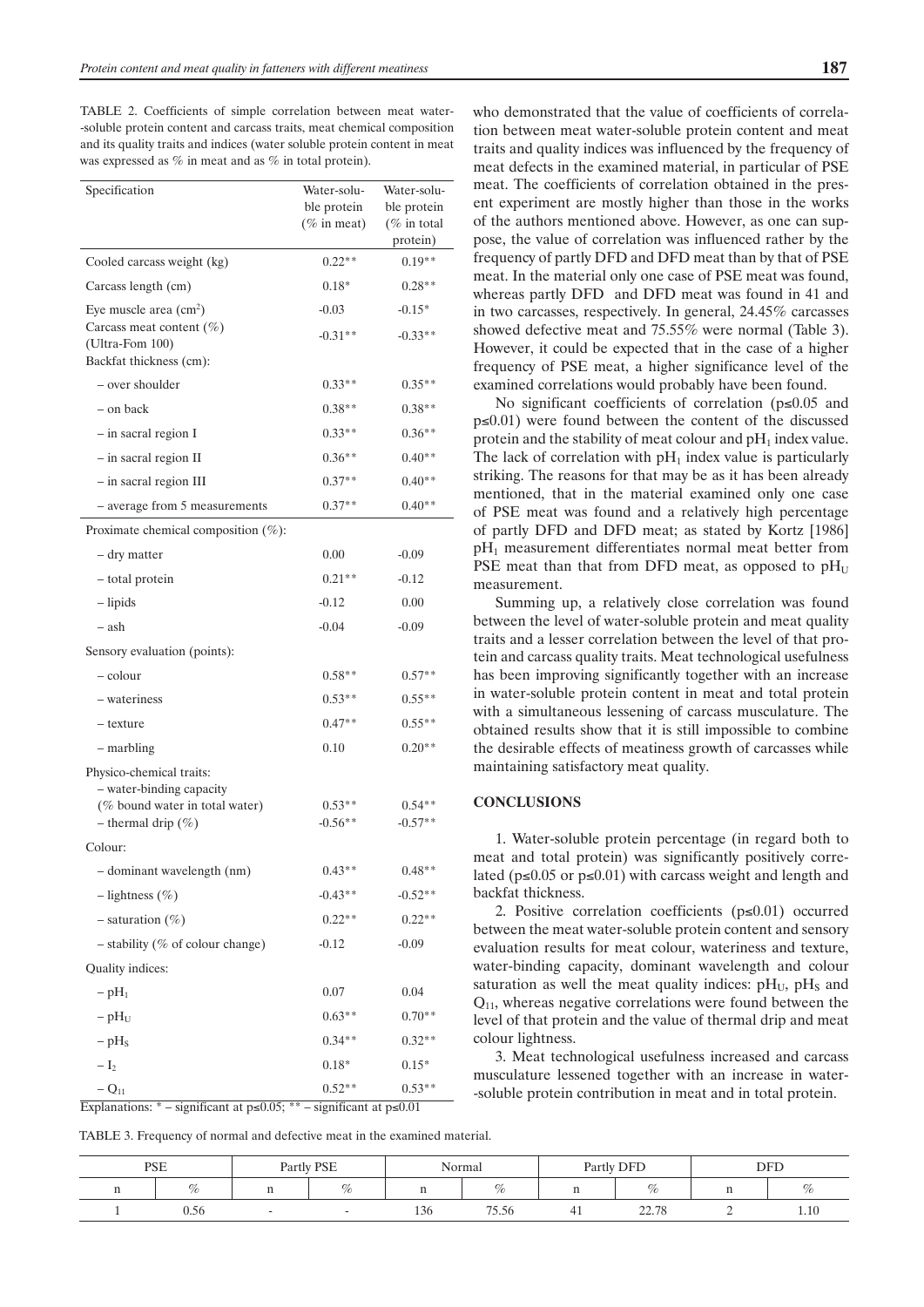TABLE 2. Coefficients of simple correlation between meat water-soluble protein content and carcass traits, meat chemical composition and its quality traits and indices (water soluble protein content in meat was expressed as % in meat and as % in total protein).

| Specification | Water-soluble protein (% in meat) | Water-soluble protein (% in total protein) |
|---|---|---|
| Cooled carcass weight (kg) | 0.22** | 0.19** |
| Carcass length (cm) | 0.18* | 0.28** |
| Eye muscle area ($cm^2$) | -0.03 | -0.15* |
| Carcass meat content (%) (Ultra-Fom 100) | -0.31** | -0.33** |
| Backfat thickness (cm): | | |
| – over shoulder | 0.33** | 0.35** |
| – on back | 0.38** | 0.38** |
| – in sacral region I | 0.33** | 0.36** |
| – in sacral region II | 0.36** | 0.40** |
| – in sacral region III | 0.37** | 0.40** |
| – average from 5 measurements | 0.37** | 0.40** |
| Proximate chemical composition (%): | | |
| – dry matter | 0.00 | -0.09 |
| – total protein | 0.21** | -0.12 |
| – lipids | -0.12 | 0.00 |
| – ash | -0.04 | -0.09 |
| Sensory evaluation (points): | | |
| – colour | 0.58** | 0.57** |
| – wateriness | 0.53** | 0.55** |
| – texture | 0.47** | 0.55** |
| – marbling | 0.10 | 0.20** |
| Physico-chemical traits: | | |
| – water-binding capacity (% bound water in total water) | 0.53** | 0.54** |
| – thermal drip (%) | -0.56** | -0.57** |
| Colour: | | |
| – dominant wavelength (nm) | 0.43** | 0.48** |
| – lightness (%) | -0.43** | -0.52** |
| – saturation (%) | 0.22** | 0.22** |
| – stability (% of colour change) | -0.12 | -0.09 |
| Quality indices: | | |
| – $pH_1$ | 0.07 | 0.04 |
| – $pH_U$ | 0.63** | 0.70** |
| – $pH_S$ | 0.34** | 0.32** |
| – $I_2$ | 0.18* | 0.15* |
| – $Q_{11}$ | 0.52** | 0.53** |

Explanations: * – significant at p≤0.05; ** – significant at p≤0.01

who demonstrated that the value of coefficients of correlation between meat water-soluble protein content and meat traits and quality indices was influenced by the frequency of meat defects in the examined material, in particular of PSE meat. The coefficients of correlation obtained in the present experiment are mostly higher than those in the works of the authors mentioned above. However, as one can suppose, the value of correlation was influenced rather by the frequency of partly DFD and DFD meat than by that of PSE meat. In the material only one case of PSE meat was found, whereas partly DFD and DFD meat was found in 41 and in two carcasses, respectively. In general, 24.45% carcasses showed defective meat and 75.55% were normal (Table 3). However, it could be expected that in the case of a higher frequency of PSE meat, a higher significance level of the examined correlations would probably have been found.

No significant coefficients of correlation (p≤0.05 and p≤0.01) were found between the content of the discussed protein and the stability of meat colour and $pH_1$ index value. The lack of correlation with $pH_1$ index value is particularly striking. The reasons for that may be as it has been already mentioned, that in the material examined only one case of PSE meat was found and a relatively high percentage of partly DFD and DFD meat; as stated by Kortz [1986] $pH_1$ measurement differentiates normal meat better from PSE meat than that from DFD meat, as opposed to $pH_U$ measurement.

Summing up, a relatively close correlation was found between the level of water-soluble protein and meat quality traits and a lesser correlation between the level of that protein and carcass quality traits. Meat technological usefulness has been improving significantly together with an increase in water-soluble protein content in meat and total protein with a simultaneous lessening of carcass musculature. The obtained results show that it is still impossible to combine the desirable effects of meatiness growth of carcasses while maintaining satisfactory meat quality.

## CONCLUSIONS

1. Water-soluble protein percentage (in regard both to meat and total protein) was significantly positively correlated (p≤0.05 or p≤0.01) with carcass weight and length and backfat thickness.

2. Positive correlation coefficients (p≤0.01) occurred between the meat water-soluble protein content and sensory evaluation results for meat colour, wateriness and texture, water-binding capacity, dominant wavelength and colour saturation as well the meat quality indices: $pH_U$, $pH_S$ and $Q_{11}$, whereas negative correlations were found between the level of that protein and the value of thermal drip and meat colour lightness.

3. Meat technological usefulness increased and carcass musculature lessened together with an increase in water-soluble protein contribution in meat and in total protein.

TABLE 3. Frequency of normal and defective meat in the examined material.

| PSE | | Partly PSE | | Normal | | Partly DFD | | DFD | |
|---|---|---|---|---|---|---|---|---|---|
| n | % | n | % | n | % | n | % | n | % |
| 1 | 0.56 | - | - | 136 | 75.56 | 41 | 22.78 | 2 | 1.10 |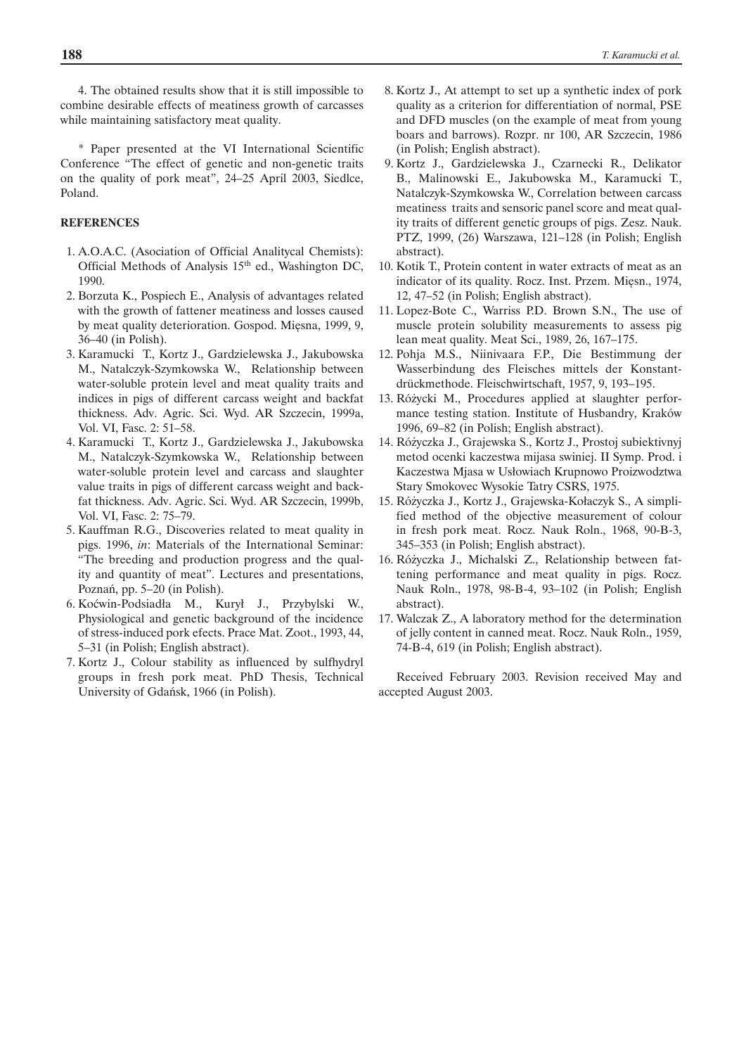4. The obtained results show that it is still impossible to combine desirable effects of meatiness growth of carcasses while maintaining satisfactory meat quality.

* Paper presented at the VI International Scientific Conference "The effect of genetic and non-genetic traits on the quality of pork meat", 24–25 April 2003, Siedlce, Poland.

## REFERENCES

1. A.O.A.C. (Asociation of Official Analitycal Chemists): Official Methods of Analysis 15[th] ed., Washington DC, 1990.
2. Borzuta K., Pospiech E., Analysis of advantages related with the growth of fattener meatiness and losses caused by meat quality deterioration. Gospod. Mięsna, 1999, 9, 36–40 (in Polish).
3. Karamucki T., Kortz J., Gardzielewska J., Jakubowska M., Natalczyk-Szymkowska W., Relationship between water-soluble protein level and meat quality traits and indices in pigs of different carcass weight and backfat thickness. Adv. Agric. Sci. Wyd. AR Szczecin, 1999a, Vol. VI, Fasc. 2: 51–58.
4. Karamucki T., Kortz J., Gardzielewska J., Jakubowska M., Natalczyk-Szymkowska W., Relationship between water-soluble protein level and carcass and slaughter value traits in pigs of different carcass weight and backfat thickness. Adv. Agric. Sci. Wyd. AR Szczecin, 1999b, Vol. VI, Fasc. 2: 75–79.
5. Kauffman R.G., Discoveries related to meat quality in pigs. 1996, *in*: Materials of the International Seminar: "The breeding and production progress and the quality and quantity of meat". Lectures and presentations, Poznań, pp. 5–20 (in Polish).
6. Koćwin-Podsiadła M., Kurył J., Przybylski W., Physiological and genetic background of the incidence of stress-induced pork efects. Prace Mat. Zoot., 1993, 44, 5–31 (in Polish; English abstract).
7. Kortz J., Colour stability as influenced by sulfhydryl groups in fresh pork meat. PhD Thesis, Technical University of Gdańsk, 1966 (in Polish).
8. Kortz J., At attempt to set up a synthetic index of pork quality as a criterion for differentiation of normal, PSE and DFD muscles (on the example of meat from young boars and barrows). Rozpr. nr 100, AR Szczecin, 1986 (in Polish; English abstract).
9. Kortz J., Gardzielewska J., Czarnecki R., Delikator B., Malinowski E., Jakubowska M., Karamucki T., Natalczyk-Szymkowska W., Correlation between carcass meatiness traits and sensoric panel score and meat quality traits of different genetic groups of pigs. Zesz. Nauk. PTZ, 1999, (26) Warszawa, 121–128 (in Polish; English abstract).
10. Kotik T., Protein content in water extracts of meat as an indicator of its quality. Rocz. Inst. Przem. Mięsn., 1974, 12, 47–52 (in Polish; English abstract).
11. Lopez-Bote C., Warriss P.D. Brown S.N., The use of muscle protein solubility measurements to assess pig lean meat quality. Meat Sci., 1989, 26, 167–175.
12. Pohja M.S., Niinivaara F.P., Die Bestimmung der Wasserbindung des Fleisches mittels der Konstantdrückmethode. Fleischwirtschaft, 1957, 9, 193–195.
13. Różycki M., Procedures applied at slaughter performance testing station. Institute of Husbandry, Kraków 1996, 69–82 (in Polish; English abstract).
14. Różyczka J., Grajewska S., Kortz J., Prostoj subiektivnyj metod ocenki kaczestwa mijasa swiniej. II Symp. Prod. i Kaczestwa Mjasa w Usłowiach Krupnowo Proizwodztwa Stary Smokovec Wysokie Tatry CSRS, 1975.
15. Różyczka J., Kortz J., Grajewska-Kołaczyk S., A simplified method of the objective measurement of colour in fresh pork meat. Rocz. Nauk Roln., 1968, 90-B-3, 345–353 (in Polish; English abstract).
16. Różyczka J., Michalski Z., Relationship between fattening performance and meat quality in pigs. Rocz. Nauk Roln., 1978, 98-B-4, 93–102 (in Polish; English abstract).
17. Walczak Z., A laboratory method for the determination of jelly content in canned meat. Rocz. Nauk Roln., 1959, 74-B-4, 619 (in Polish; English abstract).

Received February 2003. Revision received May and accepted August 2003.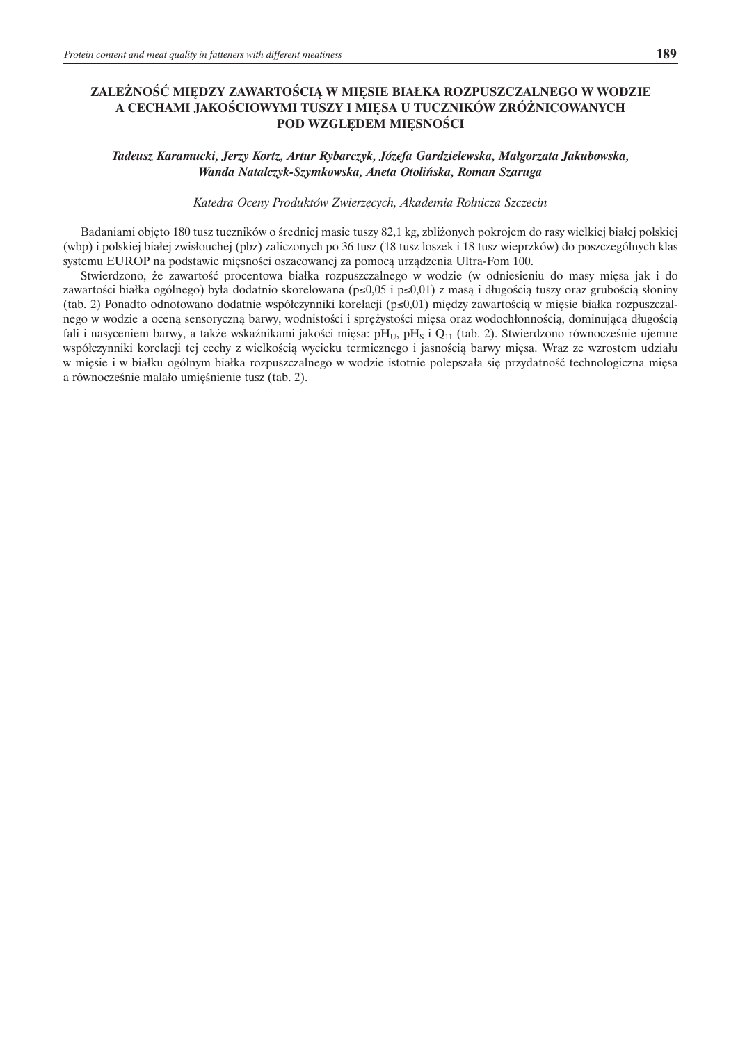## ZALEŻNOŚĆ MIĘDZY ZAWARTOŚCIĄ W MIĘSIE BIAŁKA ROZPUSZCZALNEGO W WODZIE A CECHAMI JAKOŚCIOWYMI TUSZY I MIĘSA U TUCZNIKÓW ZRÓŻNICOWANYCH POD WZGLĘDEM MIĘSNOŚCI

***Tadeusz Karamucki, Jerzy Kortz, Artur Rybarczyk, Józefa Gardzielewska, Małgorzata Jakubowska, Wanda Natalczyk-Szymkowska, Aneta Otolińska, Roman Szaruga***

*Katedra Oceny Produktów Zwierzęcych, Akademia Rolnicza Szczecin*

Badaniami objęto 180 tusz tuczników o średniej masie tuszy 82,1 kg, zbliżonych pokrojem do rasy wielkiej białej polskiej (wbp) i polskiej białej zwisłouchej (pbz) zaliczonych po 36 tusz (18 tusz loszek i 18 tusz wieprzków) do poszczególnych klas systemu EUROP na podstawie mięsności oszacowanej za pomocą urządzenia Ultra-Fom 100.

Stwierdzono, że zawartość procentowa białka rozpuszczalnego w wodzie (w odniesieniu do masy mięsa jak i do zawartości białka ogólnego) była dodatnio skorelowana ($p \leq 0{,}05$ i $p \leq 0{,}01$) z masą i długością tuszy oraz grubością słoniny (tab. 2) Ponadto odnotowano dodatnie współczynniki korelacji ($p \leq 0{,}01$) między zawartością w mięsie białka rozpuszczalnego w wodzie a oceną sensoryczną barwy, wodnistości i sprężystości mięsa oraz wodochłonnością, dominującą długością fali i nasyceniem barwy, a także wskaźnikami jakości mięsa: $pH_U$, $pH_S$ i $Q_{11}$ (tab. 2). Stwierdzono równocześnie ujemne współczynniki korelacji tej cechy z wielkością wycieku termicznego i jasnością barwy mięsa. Wraz ze wzrostem udziału w mięsie i w białku ogólnym białka rozpuszczalnego w wodzie istotnie polepszała się przydatność technologiczna mięsa a równocześnie malało umięśnienie tusz (tab. 2).